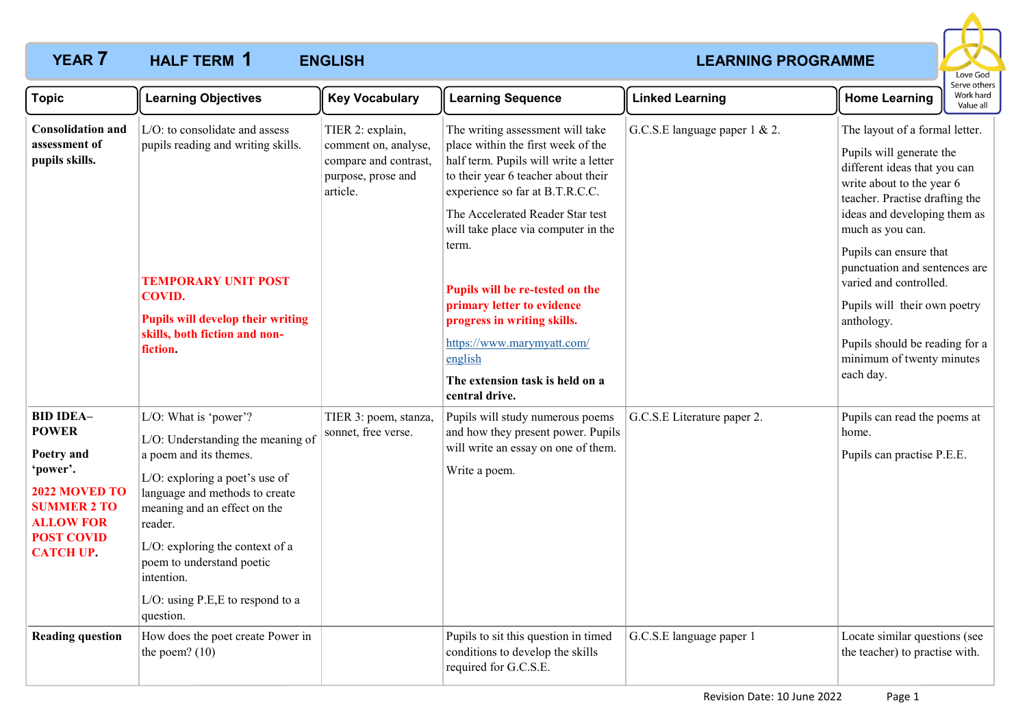# YEAR 7 HALF TERM 1 ENGLISH LEARNING PROGRAMME

Love God
Serve others
Work hard
Value all

| Topic | Learning Objectives | Key Vocabulary | Learning Sequence | Linked Learning | Home Learning |
|---|---|---|---|---|---|
| **Consolidation and assessment of pupils skills.** | L/O: to consolidate and assess pupils reading and writing skills.<br><br>**TEMPORARY UNIT POST COVID.**<br><br>**Pupils will develop their writing skills, both fiction and non-fiction.** | TIER 2: explain, comment on, analyse, compare and contrast, purpose, prose and article. | The writing assessment will take place within the first week of the half term. Pupils will write a letter to their year 6 teacher about their experience so far at B.T.R.C.C.<br><br>The Accelerated Reader Star test will take place via computer in the term.<br><br>**Pupils will be re-tested on the primary letter to evidence progress in writing skills.**<br><br>https://www.marymyatt.com/english<br><br>**The extension task is held on a central drive.** | G.C.S.E language paper 1 & 2. | The layout of a formal letter.<br><br>Pupils will generate the different ideas that you can write about to the year 6 teacher. Practise drafting the ideas and developing them as much as you can.<br><br>Pupils can ensure that punctuation and sentences are varied and controlled.<br><br>Pupils will their own poetry anthology.<br><br>Pupils should be reading for a minimum of twenty minutes each day. |
| **BID IDEA– POWER**<br><br>**Poetry and 'power'.**<br><br>**2022 MOVED TO SUMMER 2 TO ALLOW FOR POST COVID CATCH UP.** | L/O: What is 'power'?<br><br>L/O: Understanding the meaning of a poem and its themes.<br><br>L/O: exploring a poet's use of language and methods to create meaning and an effect on the reader.<br><br>L/O: exploring the context of a poem to understand poetic intention.<br><br>L/O: using P.E,E to respond to a question. | TIER 3: poem, stanza, sonnet, free verse. | Pupils will study numerous poems and how they present power. Pupils will write an essay on one of them.<br><br>Write a poem. | G.C.S.E Literature paper 2. | Pupils can read the poems at home.<br><br>Pupils can practise P.E.E. |
| **Reading question** | How does the poet create Power in the poem? (10) | | Pupils to sit this question in timed conditions to develop the skills required for G.C.S.E. | G.C.S.E language paper 1 | Locate similar questions (see the teacher) to practise with. |

Revision Date: 10 June 2022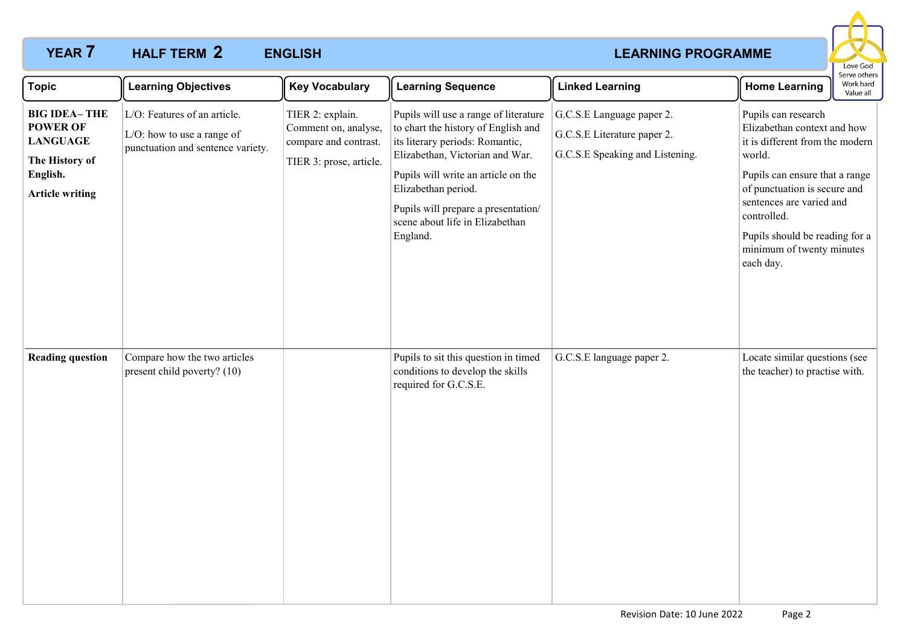**YEAR 7 HALF TERM 2 ENGLISH LEARNING PROGRAMME**

Love God
Serve others
Work hard
Value all

| Topic | Learning Objectives | Key Vocabulary | Learning Sequence | Linked Learning | Home Learning |
|---|---|---|---|---|---|
| **BIG IDEA– THE POWER OF LANGUAGE**<br><br>**The History of English.**<br><br>**Article writing** | L/O: Features of an article.<br><br>L/O: how to use a range of punctuation and sentence variety. | TIER 2: explain. Comment on, analyse, compare and contrast.<br><br>TIER 3: prose, article. | Pupils will use a range of literature to chart the history of English and its literary periods: Romantic, Elizabethan, Victorian and War.<br><br>Pupils will write an article on the Elizabethan period.<br><br>Pupils will prepare a presentation/ scene about life in Elizabethan England. | G.C.S.E Language paper 2.<br><br>G.C.S.E Literature paper 2.<br><br>G.C.S.E Speaking and Listening. | Pupils can research Elizabethan context and how it is different from the modern world.<br><br>Pupils can ensure that a range of punctuation is secure and sentences are varied and controlled.<br><br>Pupils should be reading for a minimum of twenty minutes each day. |
| **Reading question** | Compare how the two articles present child poverty? (10) | | Pupils to sit this question in timed conditions to develop the skills required for G.C.S.E. | G.C.S.E language paper 2. | Locate similar questions (see the teacher) to practise with. |

Revision Date: 10 June 2022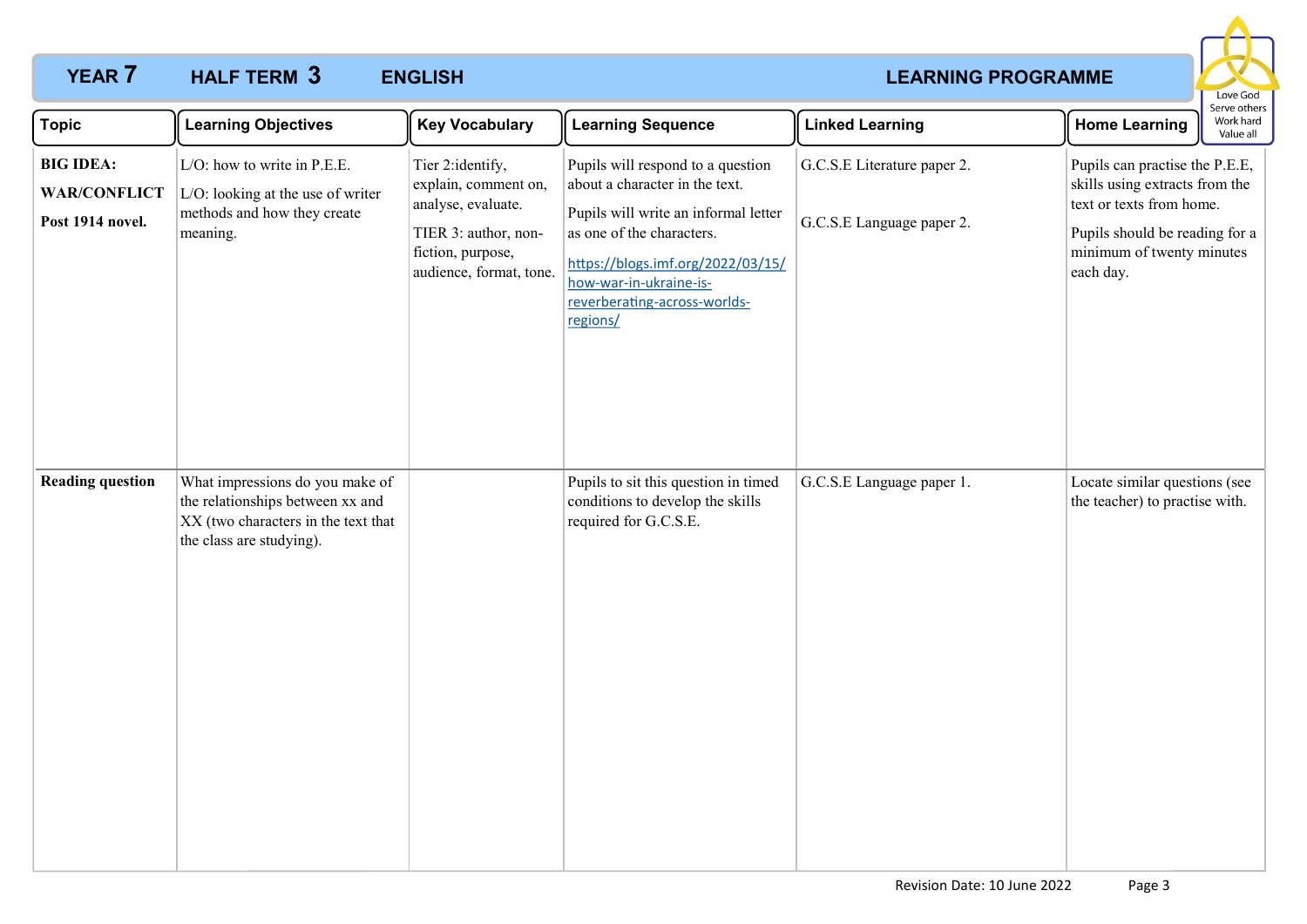# YEAR 7 HALF TERM 3 ENGLISH LEARNING PROGRAMME

Love God
Serve others
Work hard
Value all

| Topic | Learning Objectives | Key Vocabulary | Learning Sequence | Linked Learning | Home Learning |
|---|---|---|---|---|---|
| **BIG IDEA: WAR/CONFLICT Post 1914 novel.** | L/O: how to write in P.E.E. L/O: looking at the use of writer methods and how they create meaning. | Tier 2:identify, explain, comment on, analyse, evaluate. TIER 3: author, non-fiction, purpose, audience, format, tone. | Pupils will respond to a question about a character in the text. Pupils will write an informal letter as one of the characters. https://blogs.imf.org/2022/03/15/how-war-in-ukraine-is-reverberating-across-worlds-regions/ | G.C.S.E Literature paper 2. G.C.S.E Language paper 2. | Pupils can practise the P.E.E, skills using extracts from the text or texts from home. Pupils should be reading for a minimum of twenty minutes each day. |
| **Reading question** | What impressions do you make of the relationships between xx and XX (two characters in the text that the class are studying). | | Pupils to sit this question in timed conditions to develop the skills required for G.C.S.E. | G.C.S.E Language paper 1. | Locate similar questions (see the teacher) to practise with. |

Revision Date: 10 June 2022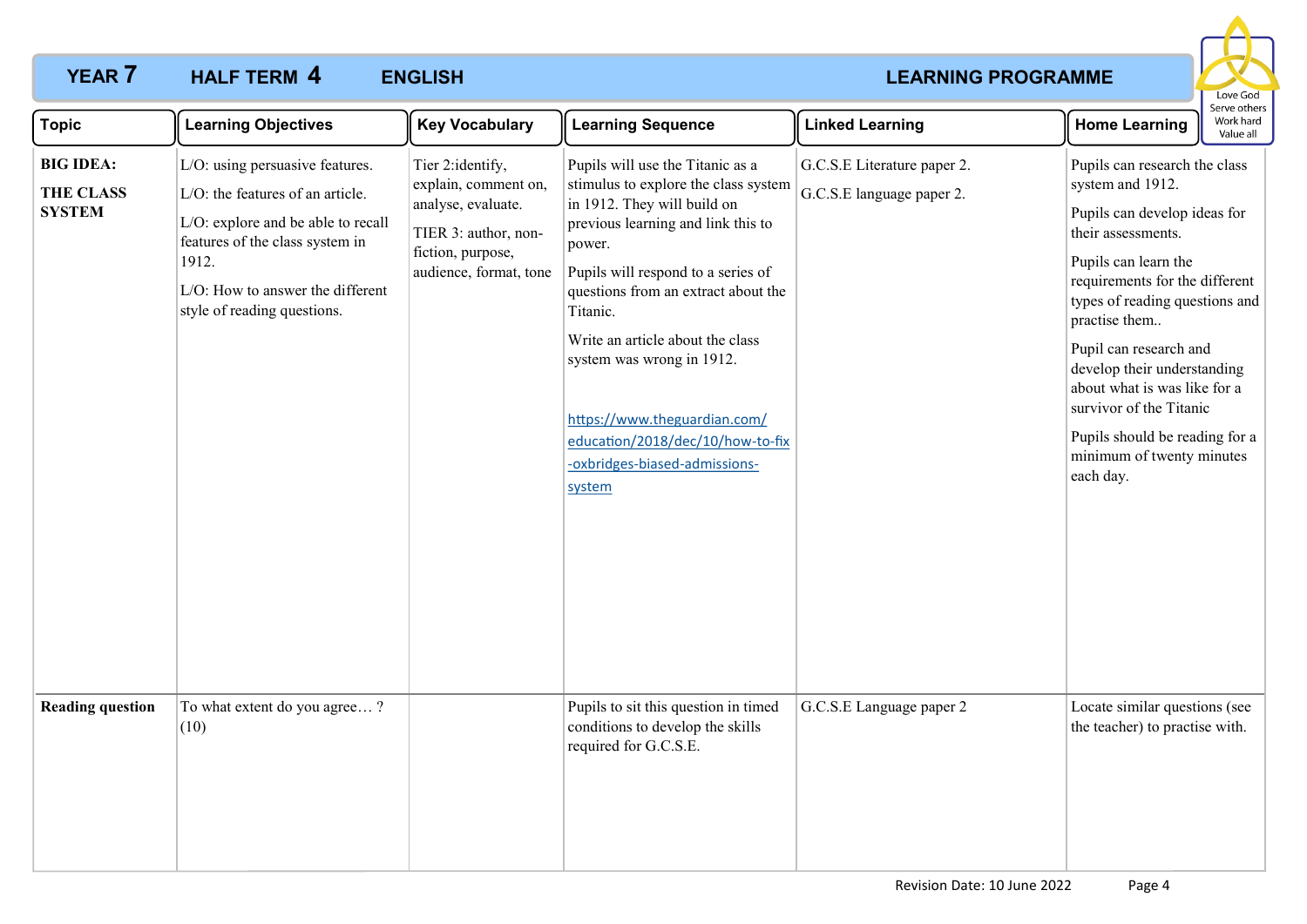## YEAR 7 HALF TERM 4 ENGLISH LEARNING PROGRAMME

Love God
Serve others
Work hard
Value all

| Topic | Learning Objectives | Key Vocabulary | Learning Sequence | Linked Learning | Home Learning |
|---|---|---|---|---|---|
| **BIG IDEA:**<br><br>**THE CLASS SYSTEM** | L/O: using persuasive features.<br><br>L/O: the features of an article.<br><br>L/O: explore and be able to recall features of the class system in 1912.<br><br>L/O: How to answer the different style of reading questions. | Tier 2:identify, explain, comment on, analyse, evaluate.<br><br>TIER 3: author, non-fiction, purpose, audience, format, tone | Pupils will use the Titanic as a stimulus to explore the class system in 1912. They will build on previous learning and link this to power.<br><br>Pupils will respond to a series of questions from an extract about the Titanic.<br><br>Write an article about the class system was wrong in 1912.<br><br>https://www.theguardian.com/education/2018/dec/10/how-to-fix-oxbridges-biased-admissions-system | G.C.S.E Literature paper 2.<br><br>G.C.S.E language paper 2. | Pupils can research the class system and 1912.<br><br>Pupils can develop ideas for their assessments.<br><br>Pupils can learn the requirements for the different types of reading questions and practise them..<br><br>Pupil can research and develop their understanding about what is was like for a survivor of the Titanic<br><br>Pupils should be reading for a minimum of twenty minutes each day. |
| **Reading question** | To what extent do you agree… ? (10) | | Pupils to sit this question in timed conditions to develop the skills required for G.C.S.E. | G.C.S.E Language paper 2 | Locate similar questions (see the teacher) to practise with. |

Revision Date: 10 June 2022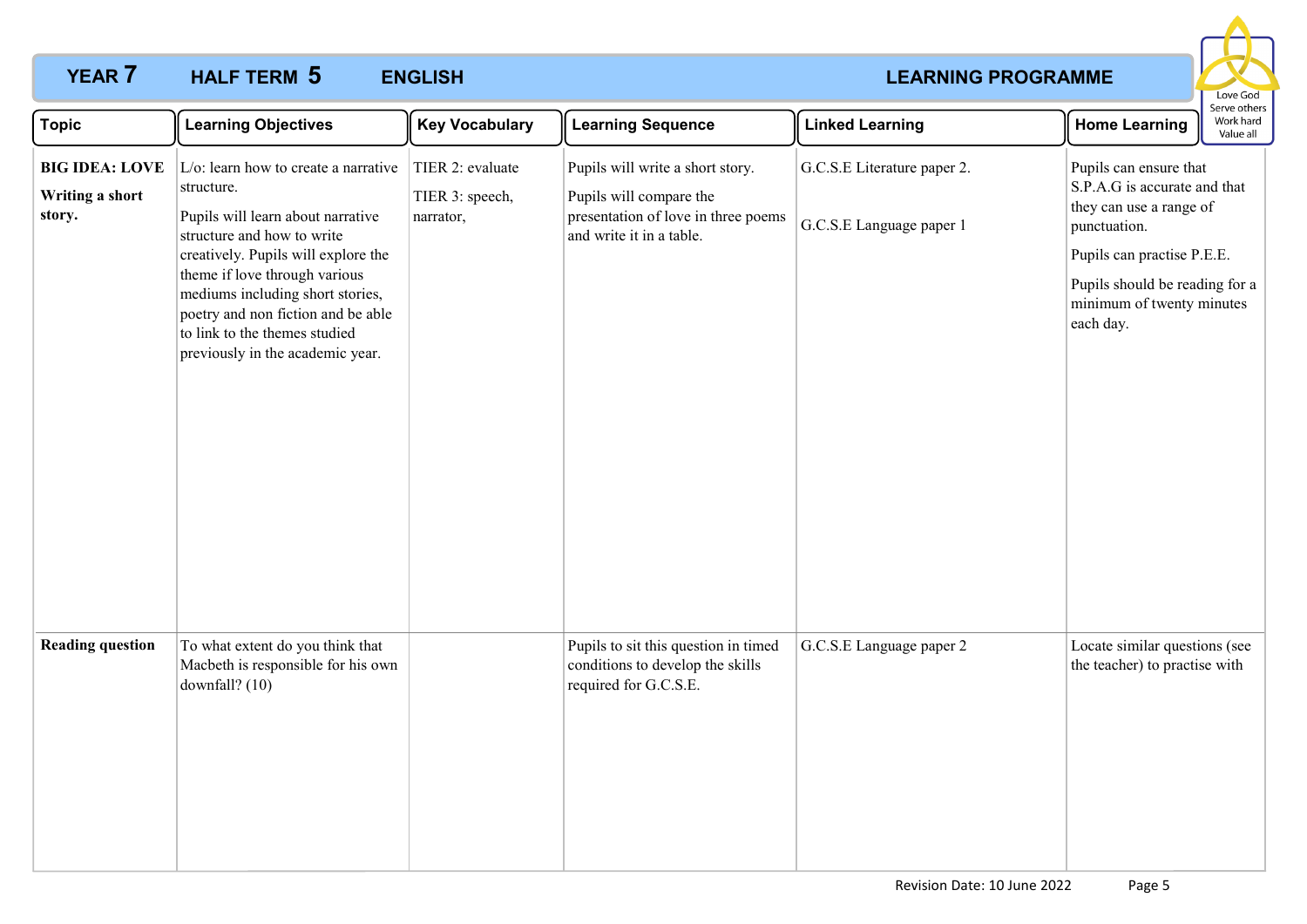**YEAR 7 HALF TERM 5 ENGLISH LEARNING PROGRAMME**

Love God
Serve others
Work hard
Value all

| Topic | Learning Objectives | Key Vocabulary | Learning Sequence | Linked Learning | Home Learning |
|---|---|---|---|---|---|
| **BIG IDEA: LOVE**<br><br>**Writing a short story.** | L/o: learn how to create a narrative structure.<br><br>Pupils will learn about narrative structure and how to write creatively. Pupils will explore the theme if love through various mediums including short stories, poetry and non fiction and be able to link to the themes studied previously in the academic year. | TIER 2: evaluate<br><br>TIER 3: speech, narrator, | Pupils will write a short story.<br><br>Pupils will compare the presentation of love in three poems and write it in a table. | G.C.S.E Literature paper 2.<br><br>G.C.S.E Language paper 1 | Pupils can ensure that S.P.A.G is accurate and that they can use a range of punctuation.<br><br>Pupils can practise P.E.E.<br><br>Pupils should be reading for a minimum of twenty minutes each day. |
| **Reading question** | To what extent do you think that Macbeth is responsible for his own downfall? (10) | | Pupils to sit this question in timed conditions to develop the skills required for G.C.S.E. | G.C.S.E Language paper 2 | Locate similar questions (see the teacher) to practise with |

Revision Date: 10 June 2022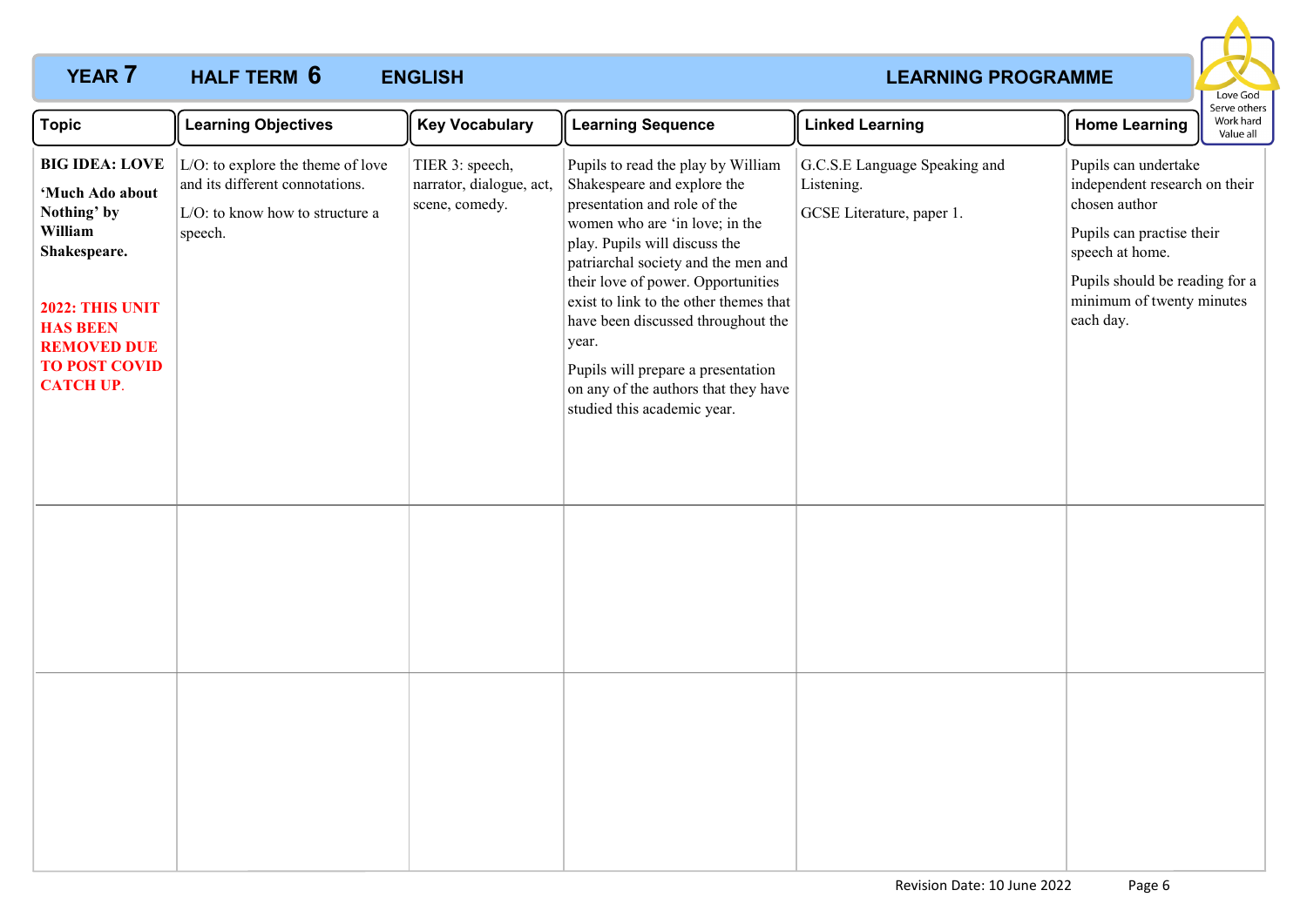# YEAR 7 HALF TERM 6 ENGLISH LEARNING PROGRAMME

Love God
Serve others
Work hard
Value all

| Topic | Learning Objectives | Key Vocabulary | Learning Sequence | Linked Learning | Home Learning |
|---|---|---|---|---|---|
| **BIG IDEA: LOVE**<br><br>**'Much Ado about Nothing' by William Shakespeare.**<br><br>**2022: THIS UNIT HAS BEEN REMOVED DUE TO POST COVID CATCH UP**. | L/O: to explore the theme of love and its different connotations.<br><br>L/O: to know how to structure a speech. | TIER 3: speech, narrator, dialogue, act, scene, comedy. | Pupils to read the play by William Shakespeare and explore the presentation and role of the women who are 'in love; in the play. Pupils will discuss the patriarchal society and the men and their love of power. Opportunities exist to link to the other themes that have been discussed throughout the year.<br><br>Pupils will prepare a presentation on any of the authors that they have studied this academic year. | G.C.S.E Language Speaking and Listening.<br><br>GCSE Literature, paper 1. | Pupils can undertake independent research on their chosen author<br><br>Pupils can practise their speech at home.<br><br>Pupils should be reading for a minimum of twenty minutes each day. |
| | | | | | |
| | | | | | |

Revision Date: 10 June 2022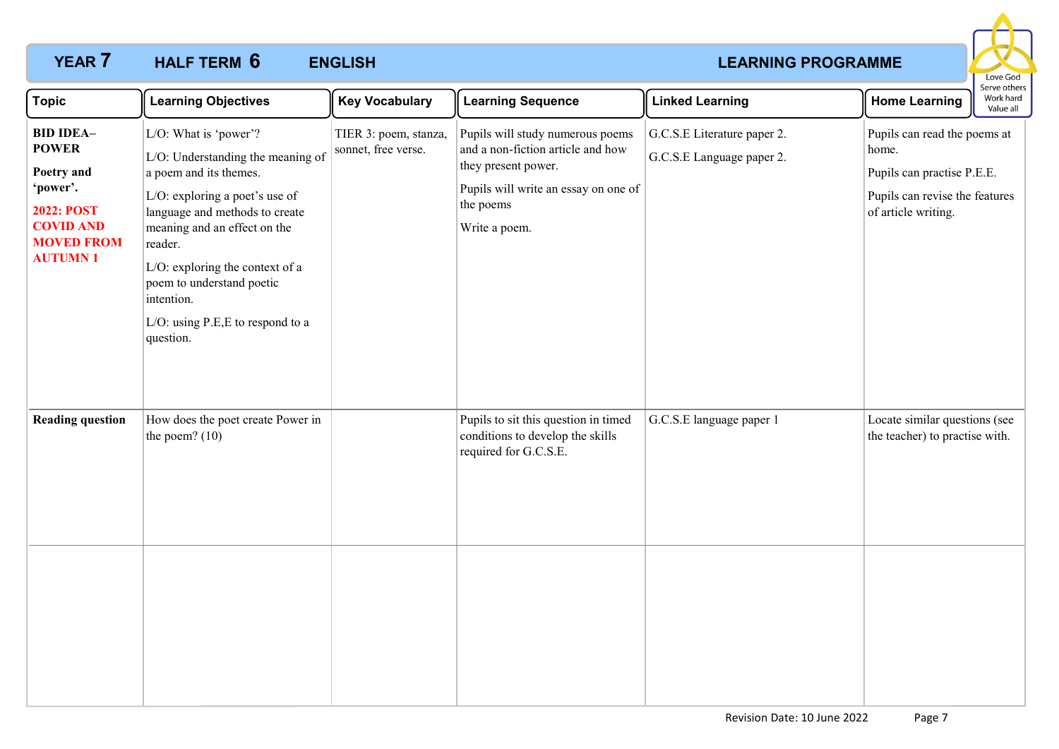**YEAR 7 HALF TERM 6 ENGLISH LEARNING PROGRAMME**

Love God
Serve others
Work hard
Value all

| Topic | Learning Objectives | Key Vocabulary | Learning Sequence | Linked Learning | Home Learning |
|---|---|---|---|---|---|
| **BID IDEA– POWER**<br><br>**Poetry and 'power'.**<br><br>**2022: POST COVID AND MOVED FROM AUTUMN 1** | L/O: What is 'power'?<br><br>L/O: Understanding the meaning of a poem and its themes.<br><br>L/O: exploring a poet's use of language and methods to create meaning and an effect on the reader.<br><br>L/O: exploring the context of a poem to understand poetic intention.<br><br>L/O: using P.E,E to respond to a question. | TIER 3: poem, stanza, sonnet, free verse. | Pupils will study numerous poems and a non-fiction article and how they present power.<br><br>Pupils will write an essay on one of the poems<br><br>Write a poem. | G.C.S.E Literature paper 2.<br><br>G.C.S.E Language paper 2. | Pupils can read the poems at home.<br><br>Pupils can practise P.E.E.<br><br>Pupils can revise the features of article writing. |
| **Reading question** | How does the poet create Power in the poem? (10) | | Pupils to sit this question in timed conditions to develop the skills required for G.C.S.E. | G.C.S.E language paper 1 | Locate similar questions (see the teacher) to practise with. |
| | | | | | |

Revision Date: 10 June 2022